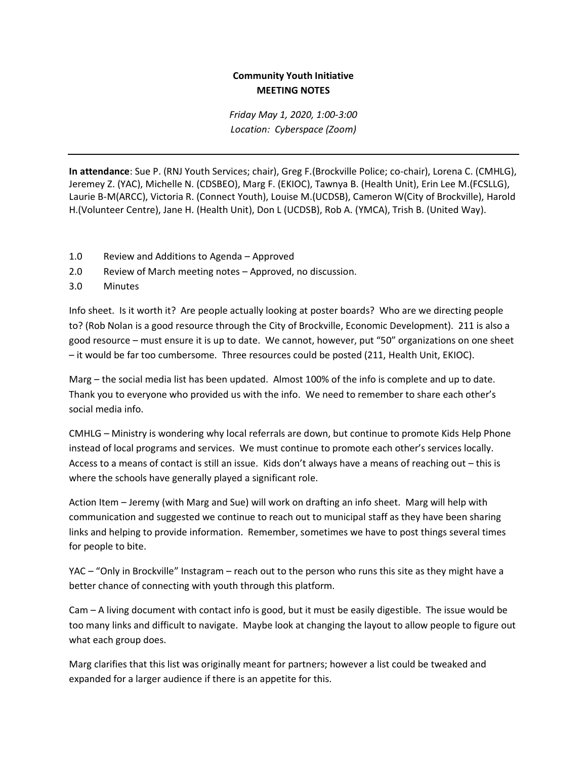**Community Youth Initiative**
**MEETING NOTES**

*Friday May 1, 2020, 1:00-3:00*
*Location: Cyberspace (Zoom)*

---

**In attendance**: Sue P. (RNJ Youth Services; chair), Greg F.(Brockville Police; co-chair), Lorena C. (CMHLG), Jeremey Z. (YAC), Michelle N. (CDSBEO), Marg F. (EKIOC), Tawnya B. (Health Unit), Erin Lee M.(FCSLLG), Laurie B-M(ARCC), Victoria R. (Connect Youth), Louise M.(UCDSB), Cameron W(City of Brockville), Harold H.(Volunteer Centre), Jane H. (Health Unit), Don L (UCDSB), Rob A. (YMCA), Trish B. (United Way).

1.0 Review and Additions to Agenda – Approved
2.0 Review of March meeting notes – Approved, no discussion.
3.0 Minutes

Info sheet. Is it worth it? Are people actually looking at poster boards? Who are we directing people to? (Rob Nolan is a good resource through the City of Brockville, Economic Development). 211 is also a good resource – must ensure it is up to date. We cannot, however, put "50" organizations on one sheet – it would be far too cumbersome. Three resources could be posted (211, Health Unit, EKIOC).

Marg – the social media list has been updated. Almost 100% of the info is complete and up to date. Thank you to everyone who provided us with the info. We need to remember to share each other's social media info.

CMHLG – Ministry is wondering why local referrals are down, but continue to promote Kids Help Phone instead of local programs and services. We must continue to promote each other's services locally. Access to a means of contact is still an issue. Kids don't always have a means of reaching out – this is where the schools have generally played a significant role.

Action Item – Jeremy (with Marg and Sue) will work on drafting an info sheet. Marg will help with communication and suggested we continue to reach out to municipal staff as they have been sharing links and helping to provide information. Remember, sometimes we have to post things several times for people to bite.

YAC – "Only in Brockville" Instagram – reach out to the person who runs this site as they might have a better chance of connecting with youth through this platform.

Cam – A living document with contact info is good, but it must be easily digestible. The issue would be too many links and difficult to navigate. Maybe look at changing the layout to allow people to figure out what each group does.

Marg clarifies that this list was originally meant for partners; however a list could be tweaked and expanded for a larger audience if there is an appetite for this.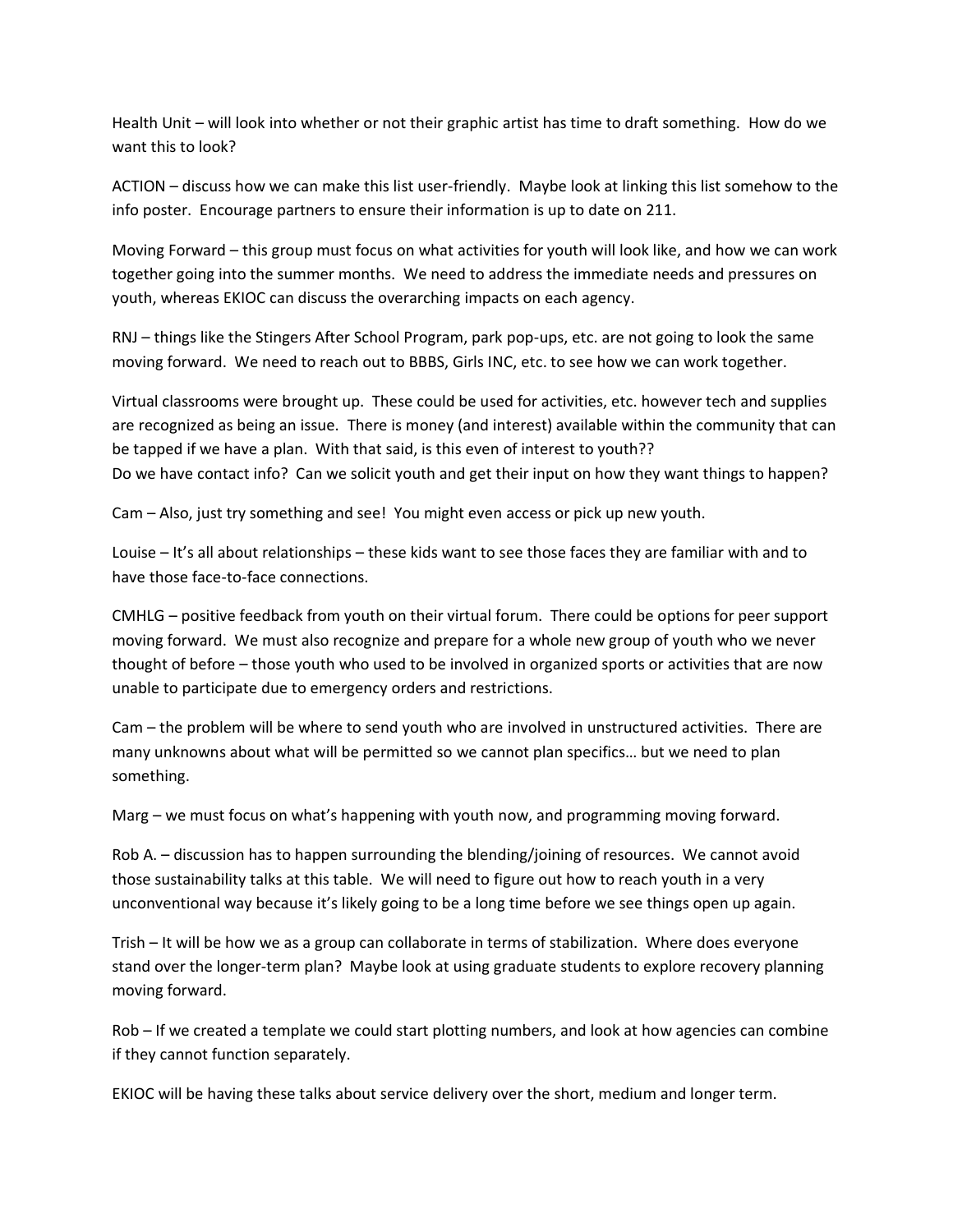Health Unit – will look into whether or not their graphic artist has time to draft something. How do we want this to look?

ACTION – discuss how we can make this list user-friendly. Maybe look at linking this list somehow to the info poster. Encourage partners to ensure their information is up to date on 211.

Moving Forward – this group must focus on what activities for youth will look like, and how we can work together going into the summer months. We need to address the immediate needs and pressures on youth, whereas EKIOC can discuss the overarching impacts on each agency.

RNJ – things like the Stingers After School Program, park pop-ups, etc. are not going to look the same moving forward. We need to reach out to BBBS, Girls INC, etc. to see how we can work together.

Virtual classrooms were brought up. These could be used for activities, etc. however tech and supplies are recognized as being an issue. There is money (and interest) available within the community that can be tapped if we have a plan. With that said, is this even of interest to youth??
Do we have contact info? Can we solicit youth and get their input on how they want things to happen?

Cam – Also, just try something and see! You might even access or pick up new youth.

Louise – It's all about relationships – these kids want to see those faces they are familiar with and to have those face-to-face connections.

CMHLG – positive feedback from youth on their virtual forum. There could be options for peer support moving forward. We must also recognize and prepare for a whole new group of youth who we never thought of before – those youth who used to be involved in organized sports or activities that are now unable to participate due to emergency orders and restrictions.

Cam – the problem will be where to send youth who are involved in unstructured activities. There are many unknowns about what will be permitted so we cannot plan specifics… but we need to plan something.

Marg – we must focus on what's happening with youth now, and programming moving forward.

Rob A. – discussion has to happen surrounding the blending/joining of resources. We cannot avoid those sustainability talks at this table. We will need to figure out how to reach youth in a very unconventional way because it's likely going to be a long time before we see things open up again.

Trish – It will be how we as a group can collaborate in terms of stabilization. Where does everyone stand over the longer-term plan? Maybe look at using graduate students to explore recovery planning moving forward.

Rob – If we created a template we could start plotting numbers, and look at how agencies can combine if they cannot function separately.

EKIOC will be having these talks about service delivery over the short, medium and longer term.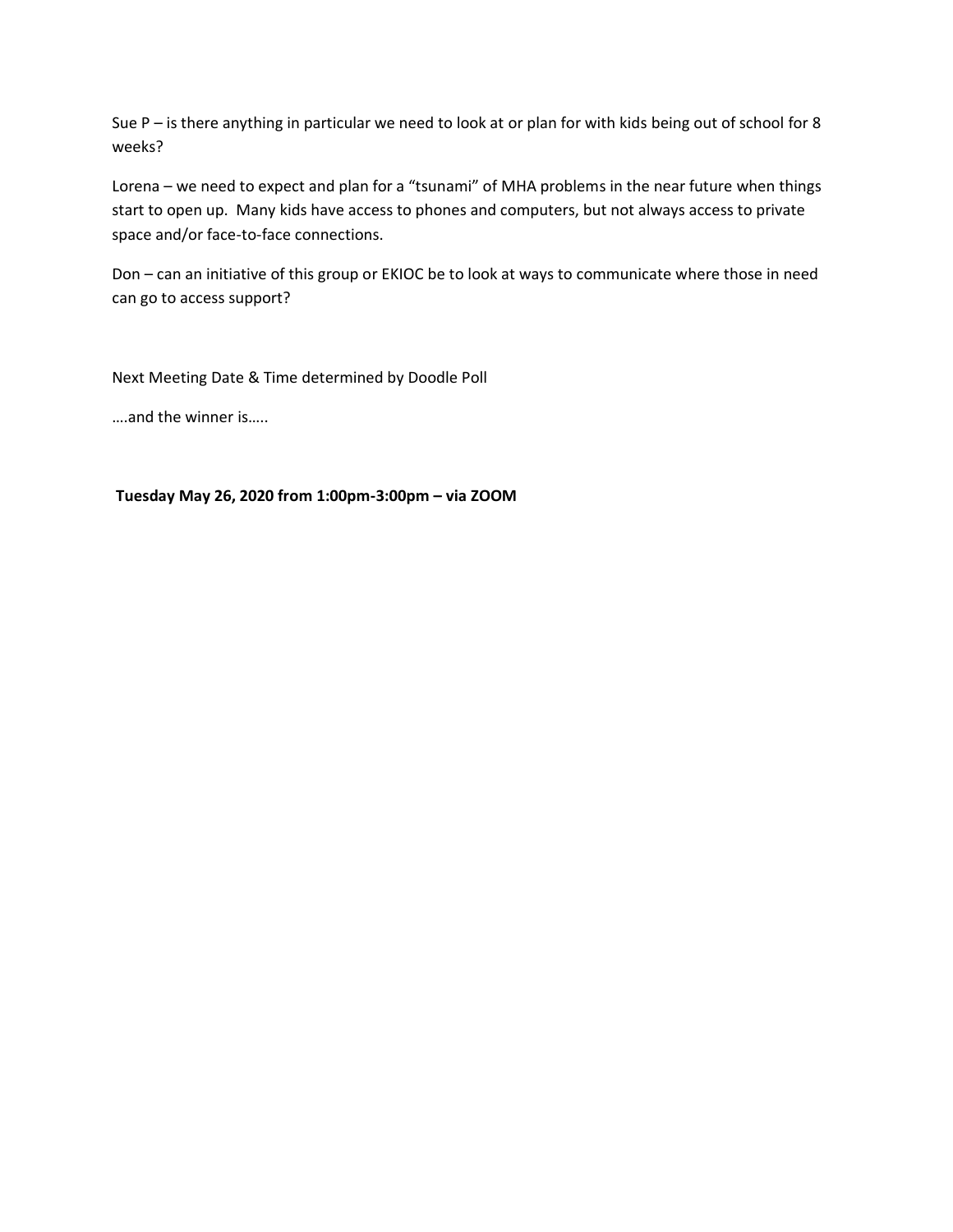Sue P – is there anything in particular we need to look at or plan for with kids being out of school for 8 weeks?

Lorena – we need to expect and plan for a "tsunami" of MHA problems in the near future when things start to open up. Many kids have access to phones and computers, but not always access to private space and/or face-to-face connections.

Don – can an initiative of this group or EKIOC be to look at ways to communicate where those in need can go to access support?

Next Meeting Date & Time determined by Doodle Poll

….and the winner is…..

**Tuesday May 26, 2020 from 1:00pm-3:00pm – via ZOOM**